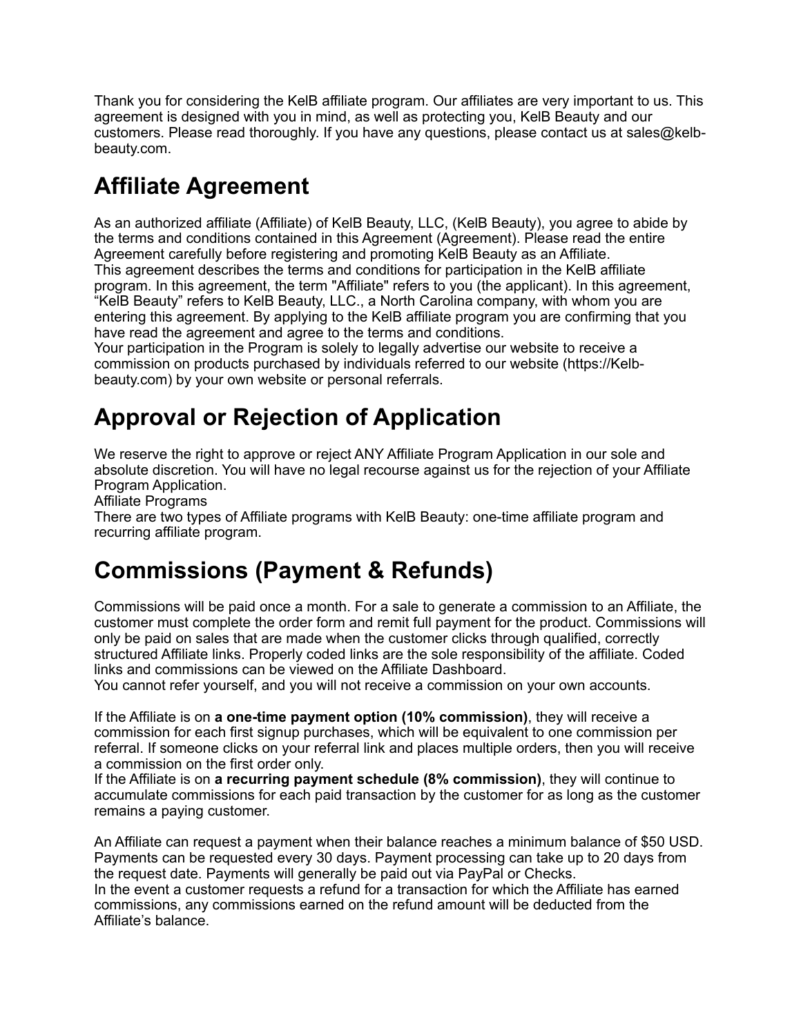Thank you for considering the KelB affiliate program. Our affiliates are very important to us. This agreement is designed with you in mind, as well as protecting you, KelB Beauty and our customers. Please read thoroughly. If you have any questions, please contact us at sales@kelb-beauty.com.

# Affiliate Agreement

As an authorized affiliate (Affiliate) of KelB Beauty, LLC, (KelB Beauty), you agree to abide by the terms and conditions contained in this Agreement (Agreement). Please read the entire Agreement carefully before registering and promoting KelB Beauty as an Affiliate.
This agreement describes the terms and conditions for participation in the KelB affiliate program. In this agreement, the term "Affiliate" refers to you (the applicant). In this agreement, “KelB Beauty” refers to KelB Beauty, LLC., a North Carolina company, with whom you are entering this agreement. By applying to the KelB affiliate program you are confirming that you have read the agreement and agree to the terms and conditions.
Your participation in the Program is solely to legally advertise our website to receive a commission on products purchased by individuals referred to our website (https://Kelb-beauty.com) by your own website or personal referrals.

# Approval or Rejection of Application

We reserve the right to approve or reject ANY Affiliate Program Application in our sole and absolute discretion. You will have no legal recourse against us for the rejection of your Affiliate Program Application.
Affiliate Programs
There are two types of Affiliate programs with KelB Beauty: one-time affiliate program and recurring affiliate program.

# Commissions (Payment & Refunds)

Commissions will be paid once a month. For a sale to generate a commission to an Affiliate, the customer must complete the order form and remit full payment for the product. Commissions will only be paid on sales that are made when the customer clicks through qualified, correctly structured Affiliate links. Properly coded links are the sole responsibility of the affiliate. Coded links and commissions can be viewed on the Affiliate Dashboard.
You cannot refer yourself, and you will not receive a commission on your own accounts.

If the Affiliate is on **a one-time payment option (10% commission)**, they will receive a commission for each first signup purchases, which will be equivalent to one commission per referral. If someone clicks on your referral link and places multiple orders, then you will receive a commission on the first order only.
If the Affiliate is on **a recurring payment schedule (8% commission)**, they will continue to accumulate commissions for each paid transaction by the customer for as long as the customer remains a paying customer.

An Affiliate can request a payment when their balance reaches a minimum balance of $50 USD. Payments can be requested every 30 days. Payment processing can take up to 20 days from the request date. Payments will generally be paid out via PayPal or Checks.
In the event a customer requests a refund for a transaction for which the Affiliate has earned commissions, any commissions earned on the refund amount will be deducted from the Affiliate’s balance.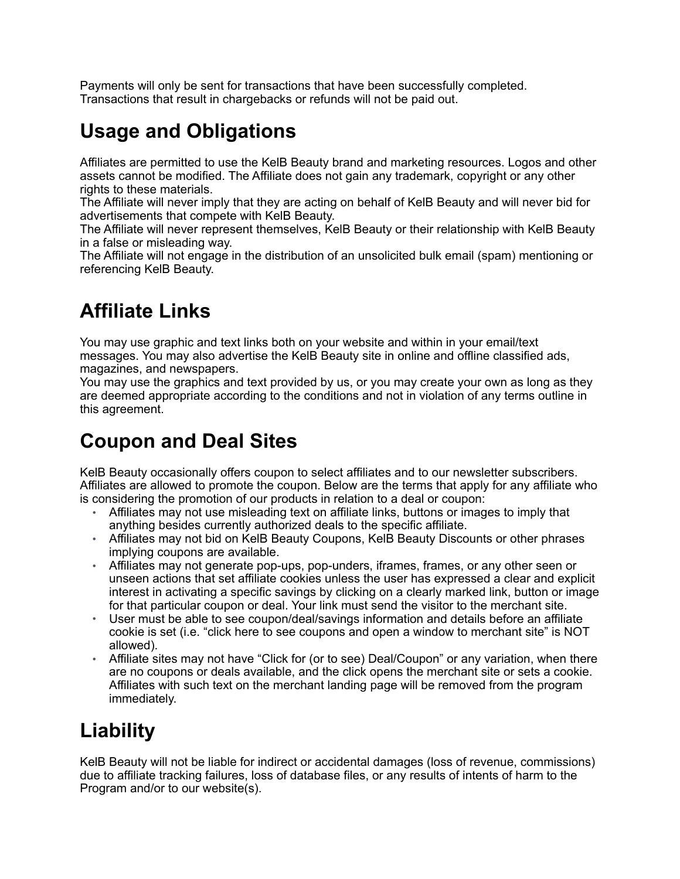Payments will only be sent for transactions that have been successfully completed. Transactions that result in chargebacks or refunds will not be paid out.

## Usage and Obligations

Affiliates are permitted to use the KelB Beauty brand and marketing resources. Logos and other assets cannot be modified. The Affiliate does not gain any trademark, copyright or any other rights to these materials.
The Affiliate will never imply that they are acting on behalf of KelB Beauty and will never bid for advertisements that compete with KelB Beauty.
The Affiliate will never represent themselves, KelB Beauty or their relationship with KelB Beauty in a false or misleading way.
The Affiliate will not engage in the distribution of an unsolicited bulk email (spam) mentioning or referencing KelB Beauty.

## Affiliate Links

You may use graphic and text links both on your website and within in your email/text messages. You may also advertise the KelB Beauty site in online and offline classified ads, magazines, and newspapers.
You may use the graphics and text provided by us, or you may create your own as long as they are deemed appropriate according to the conditions and not in violation of any terms outline in this agreement.

## Coupon and Deal Sites

KelB Beauty occasionally offers coupon to select affiliates and to our newsletter subscribers. Affiliates are allowed to promote the coupon. Below are the terms that apply for any affiliate who is considering the promotion of our products in relation to a deal or coupon:

- Affiliates may not use misleading text on affiliate links, buttons or images to imply that anything besides currently authorized deals to the specific affiliate.
- Affiliates may not bid on KelB Beauty Coupons, KelB Beauty Discounts or other phrases implying coupons are available.
- Affiliates may not generate pop-ups, pop-unders, iframes, frames, or any other seen or unseen actions that set affiliate cookies unless the user has expressed a clear and explicit interest in activating a specific savings by clicking on a clearly marked link, button or image for that particular coupon or deal. Your link must send the visitor to the merchant site.
- User must be able to see coupon/deal/savings information and details before an affiliate cookie is set (i.e. "click here to see coupons and open a window to merchant site" is NOT allowed).
- Affiliate sites may not have "Click for (or to see) Deal/Coupon" or any variation, when there are no coupons or deals available, and the click opens the merchant site or sets a cookie. Affiliates with such text on the merchant landing page will be removed from the program immediately.

## Liability

KelB Beauty will not be liable for indirect or accidental damages (loss of revenue, commissions) due to affiliate tracking failures, loss of database files, or any results of intents of harm to the Program and/or to our website(s).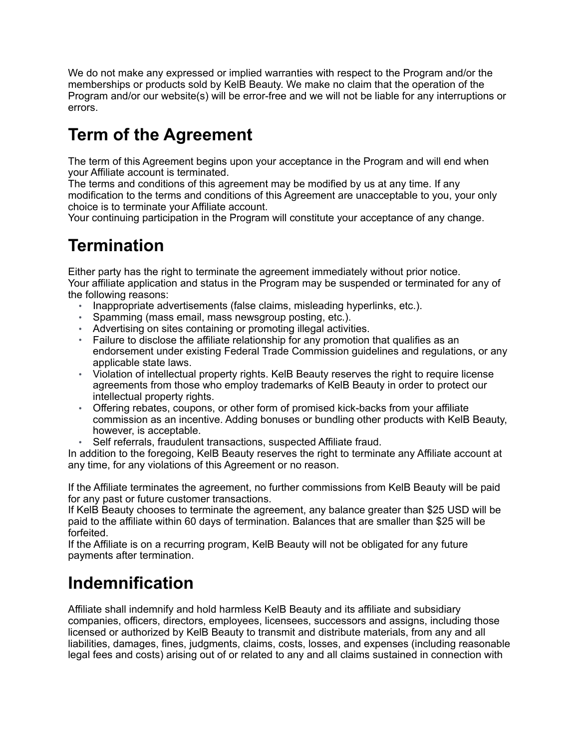We do not make any expressed or implied warranties with respect to the Program and/or the memberships or products sold by KelB Beauty. We make no claim that the operation of the Program and/or our website(s) will be error-free and we will not be liable for any interruptions or errors.

# Term of the Agreement

The term of this Agreement begins upon your acceptance in the Program and will end when your Affiliate account is terminated.
The terms and conditions of this agreement may be modified by us at any time. If any modification to the terms and conditions of this Agreement are unacceptable to you, your only choice is to terminate your Affiliate account.
Your continuing participation in the Program will constitute your acceptance of any change.

# Termination

Either party has the right to terminate the agreement immediately without prior notice.
Your affiliate application and status in the Program may be suspended or terminated for any of the following reasons:

- Inappropriate advertisements (false claims, misleading hyperlinks, etc.).
- Spamming (mass email, mass newsgroup posting, etc.).
- Advertising on sites containing or promoting illegal activities.
- Failure to disclose the affiliate relationship for any promotion that qualifies as an endorsement under existing Federal Trade Commission guidelines and regulations, or any applicable state laws.
- Violation of intellectual property rights. KelB Beauty reserves the right to require license agreements from those who employ trademarks of KelB Beauty in order to protect our intellectual property rights.
- Offering rebates, coupons, or other form of promised kick-backs from your affiliate commission as an incentive. Adding bonuses or bundling other products with KelB Beauty, however, is acceptable.
- Self referrals, fraudulent transactions, suspected Affiliate fraud.

In addition to the foregoing, KelB Beauty reserves the right to terminate any Affiliate account at any time, for any violations of this Agreement or no reason.

If the Affiliate terminates the agreement, no further commissions from KelB Beauty will be paid for any past or future customer transactions.
If KelB Beauty chooses to terminate the agreement, any balance greater than $25 USD will be paid to the affiliate within 60 days of termination. Balances that are smaller than $25 will be forfeited.
If the Affiliate is on a recurring program, KelB Beauty will not be obligated for any future payments after termination.

# Indemnification

Affiliate shall indemnify and hold harmless KelB Beauty and its affiliate and subsidiary companies, officers, directors, employees, licensees, successors and assigns, including those licensed or authorized by KelB Beauty to transmit and distribute materials, from any and all liabilities, damages, fines, judgments, claims, costs, losses, and expenses (including reasonable legal fees and costs) arising out of or related to any and all claims sustained in connection with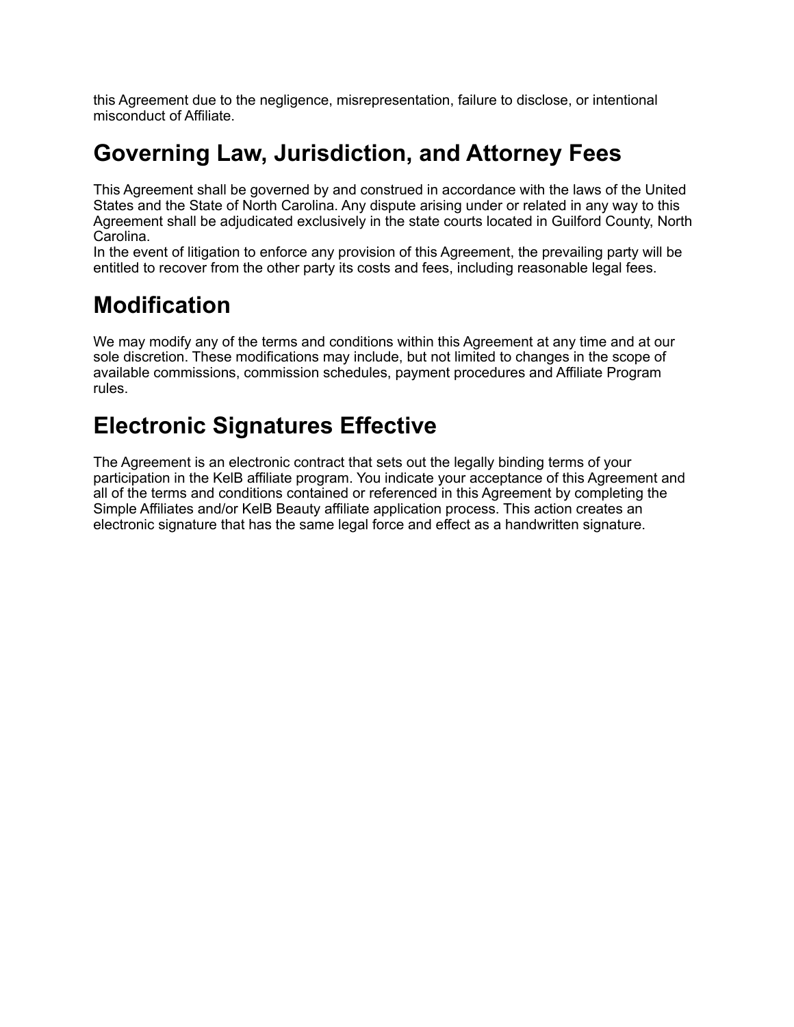this Agreement due to the negligence, misrepresentation, failure to disclose, or intentional misconduct of Affiliate.

# Governing Law, Jurisdiction, and Attorney Fees

This Agreement shall be governed by and construed in accordance with the laws of the United States and the State of North Carolina. Any dispute arising under or related in any way to this Agreement shall be adjudicated exclusively in the state courts located in Guilford County, North Carolina.
In the event of litigation to enforce any provision of this Agreement, the prevailing party will be entitled to recover from the other party its costs and fees, including reasonable legal fees.

# Modification

We may modify any of the terms and conditions within this Agreement at any time and at our sole discretion. These modifications may include, but not limited to changes in the scope of available commissions, commission schedules, payment procedures and Affiliate Program rules.

# Electronic Signatures Effective

The Agreement is an electronic contract that sets out the legally binding terms of your participation in the KelB affiliate program. You indicate your acceptance of this Agreement and all of the terms and conditions contained or referenced in this Agreement by completing the Simple Affiliates and/or KelB Beauty affiliate application process. This action creates an electronic signature that has the same legal force and effect as a handwritten signature.